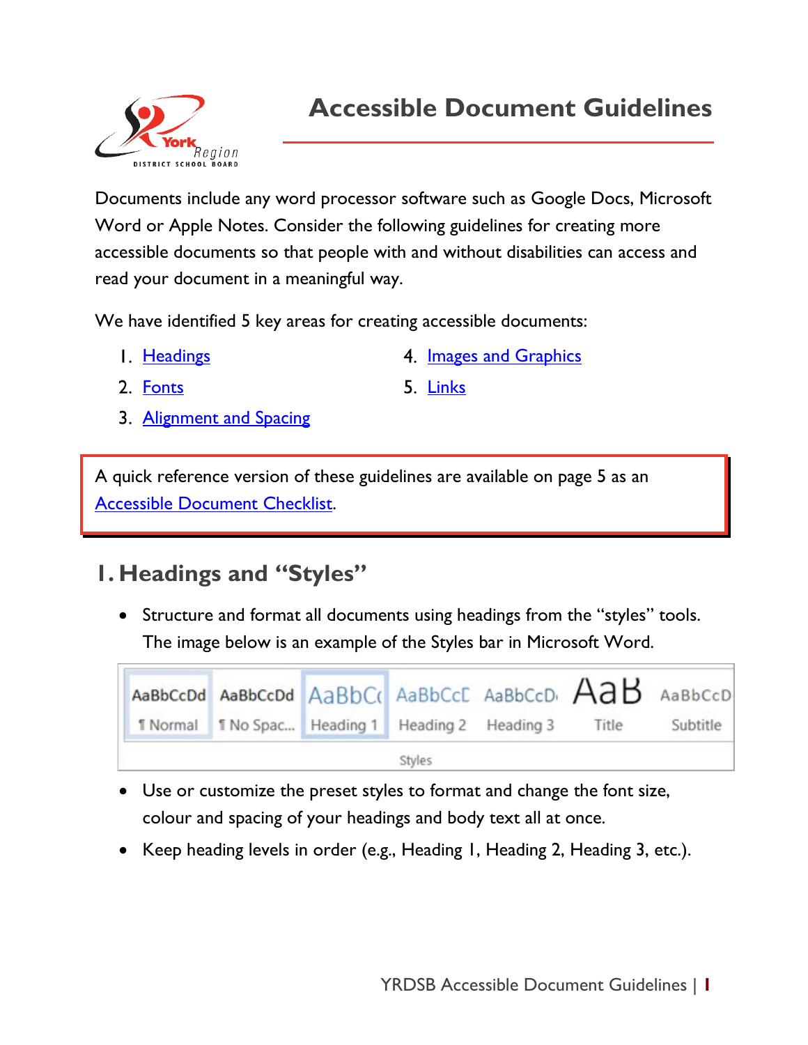# Accessible Document Guidelines

Documents include any word processor software such as Google Docs, Microsoft Word or Apple Notes. Consider the following guidelines for creating more accessible documents so that people with and without disabilities can access and read your document in a meaningful way.

We have identified 5 key areas for creating accessible documents:

1. Headings
2. Fonts
3. Alignment and Spacing
4. Images and Graphics
5. Links

A quick reference version of these guidelines are available on page 5 as an Accessible Document Checklist.

## 1. Headings and "Styles"

- Structure and format all documents using headings from the "styles" tools. The image below is an example of the Styles bar in Microsoft Word.
- Use or customize the preset styles to format and change the font size, colour and spacing of your headings and body text all at once.
- Keep heading levels in order (e.g., Heading 1, Heading 2, Heading 3, etc.).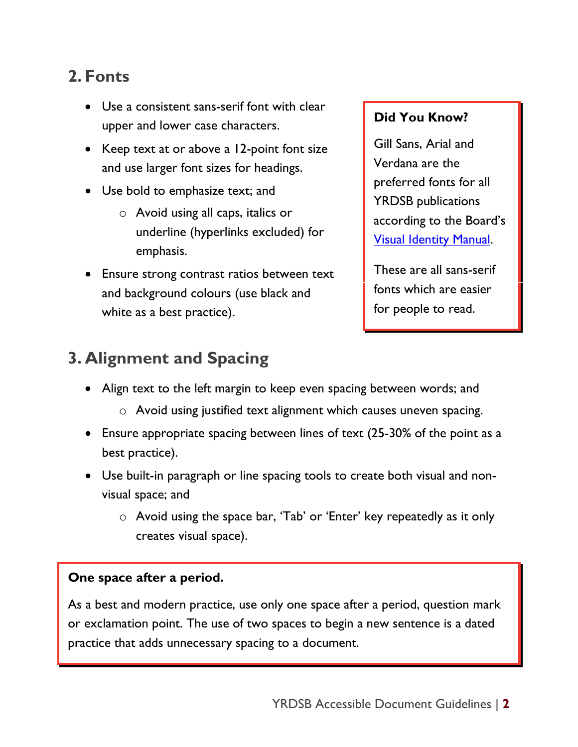## 2. Fonts

- Use a consistent sans-serif font with clear upper and lower case characters.
- Keep text at or above a 12-point font size and use larger font sizes for headings.
- Use bold to emphasize text; and
    - Avoid using all caps, italics or underline (hyperlinks excluded) for emphasis.
- Ensure strong contrast ratios between text and background colours (use black and white as a best practice).

**Did You Know?**

Gill Sans, Arial and Verdana are the preferred fonts for all YRDSB publications according to the Board's [Visual Identity Manual](Visual Identity Manual).

These are all sans-serif fonts which are easier for people to read.

## 3. Alignment and Spacing

- Align text to the left margin to keep even spacing between words; and
    - Avoid using justified text alignment which causes uneven spacing.
- Ensure appropriate spacing between lines of text (25-30% of the point as a best practice).
- Use built-in paragraph or line spacing tools to create both visual and non-visual space; and
    - Avoid using the space bar, 'Tab' or 'Enter' key repeatedly as it only creates visual space).

**One space after a period.**

As a best and modern practice, use only one space after a period, question mark or exclamation point. The use of two spaces to begin a new sentence is a dated practice that adds unnecessary spacing to a document.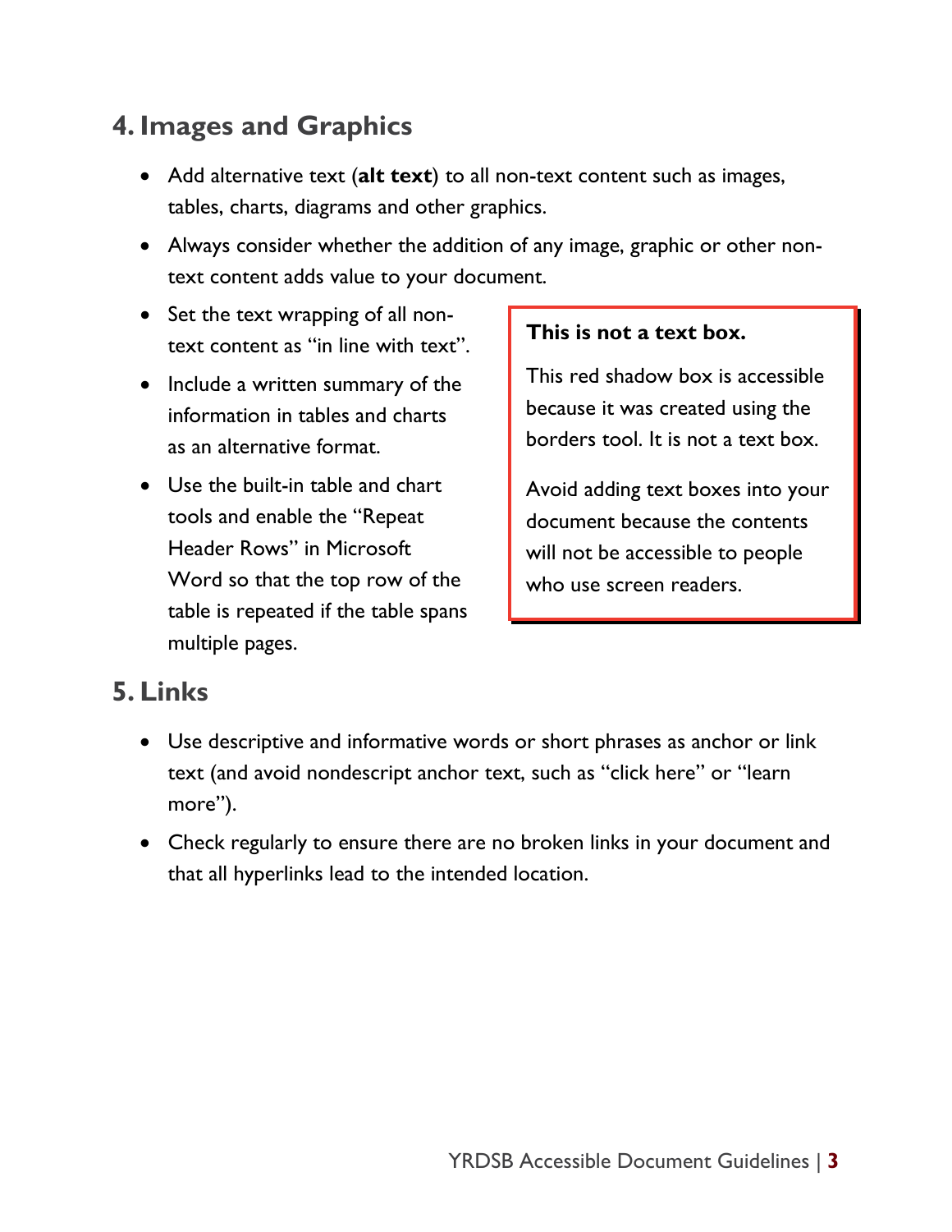## 4. Images and Graphics

- Add alternative text (**alt text**) to all non-text content such as images, tables, charts, diagrams and other graphics.
- Always consider whether the addition of any image, graphic or other non-text content adds value to your document.
- Set the text wrapping of all non-text content as "in line with text".
- Include a written summary of the information in tables and charts as an alternative format.
- Use the built-in table and chart tools and enable the "Repeat Header Rows" in Microsoft Word so that the top row of the table is repeated if the table spans multiple pages.

**This is not a text box.**

This red shadow box is accessible because it was created using the borders tool. It is not a text box.

Avoid adding text boxes into your document because the contents will not be accessible to people who use screen readers.

## 5. Links

- Use descriptive and informative words or short phrases as anchor or link text (and avoid nondescript anchor text, such as "click here" or "learn more").
- Check regularly to ensure there are no broken links in your document and that all hyperlinks lead to the intended location.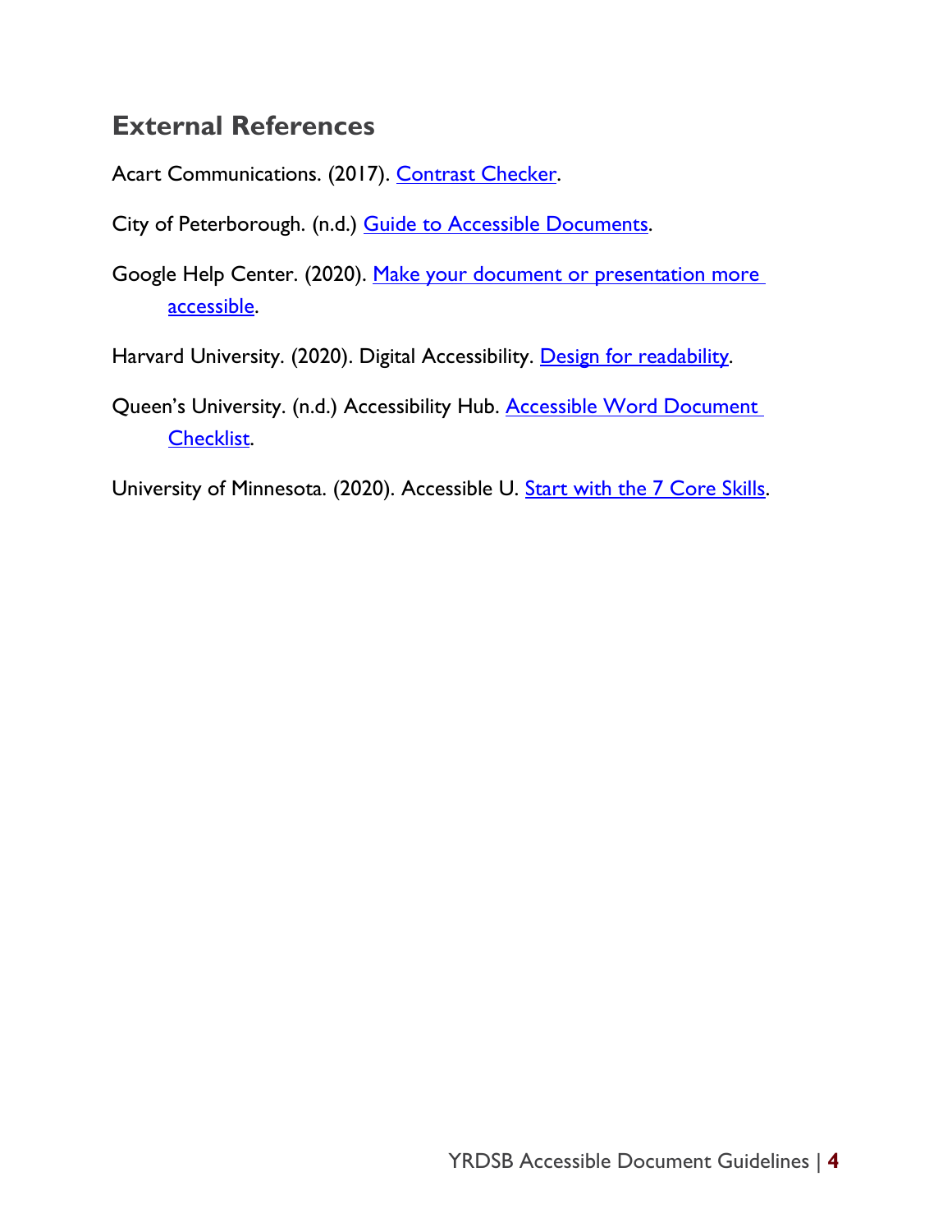## External References

Acart Communications. (2017). Contrast Checker.

City of Peterborough. (n.d.) Guide to Accessible Documents.

Google Help Center. (2020). Make your document or presentation more accessible.

Harvard University. (2020). Digital Accessibility. Design for readability.

Queen's University. (n.d.) Accessibility Hub. Accessible Word Document Checklist.

University of Minnesota. (2020). Accessible U. Start with the 7 Core Skills.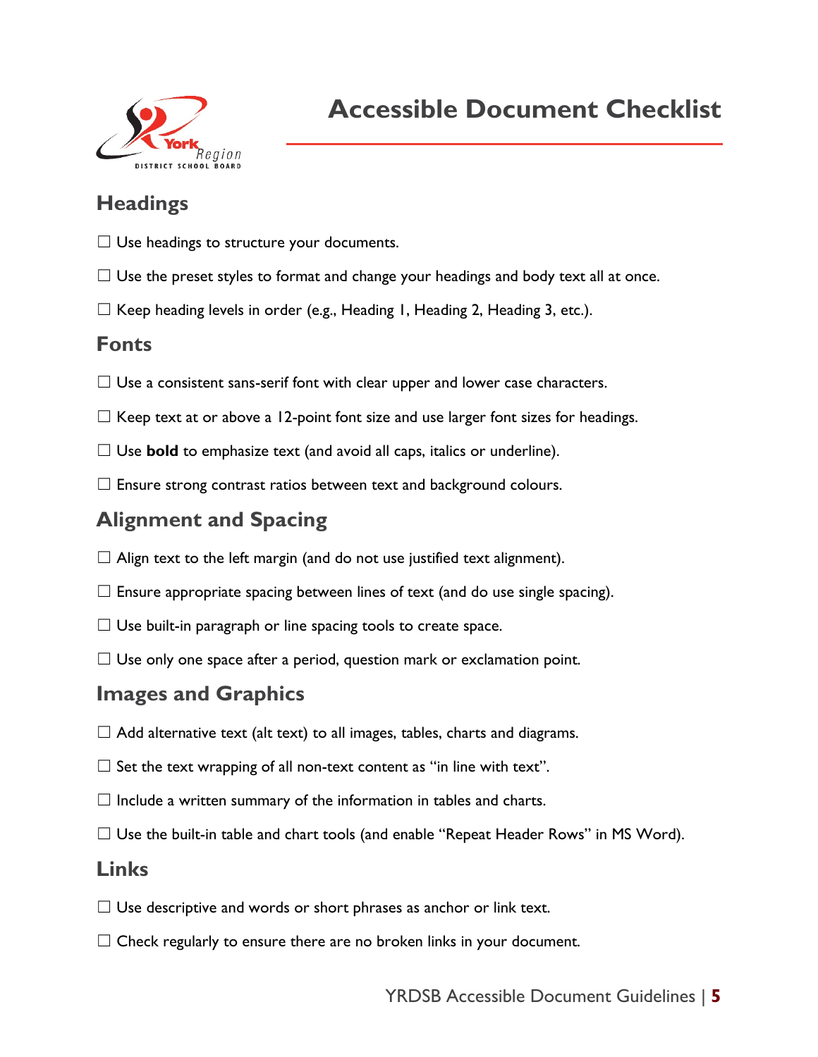# Accessible Document Checklist

## Headings

☐ Use headings to structure your documents.

☐ Use the preset styles to format and change your headings and body text all at once.

☐ Keep heading levels in order (e.g., Heading 1, Heading 2, Heading 3, etc.).

## Fonts

☐ Use a consistent sans-serif font with clear upper and lower case characters.

☐ Keep text at or above a 12-point font size and use larger font sizes for headings.

☐ Use **bold** to emphasize text (and avoid all caps, italics or underline).

☐ Ensure strong contrast ratios between text and background colours.

## Alignment and Spacing

☐ Align text to the left margin (and do not use justified text alignment).

☐ Ensure appropriate spacing between lines of text (and do use single spacing).

☐ Use built-in paragraph or line spacing tools to create space.

☐ Use only one space after a period, question mark or exclamation point.

## Images and Graphics

☐ Add alternative text (alt text) to all images, tables, charts and diagrams.

☐ Set the text wrapping of all non-text content as "in line with text".

☐ Include a written summary of the information in tables and charts.

☐ Use the built-in table and chart tools (and enable "Repeat Header Rows" in MS Word).

## Links

☐ Use descriptive and words or short phrases as anchor or link text.

☐ Check regularly to ensure there are no broken links in your document.